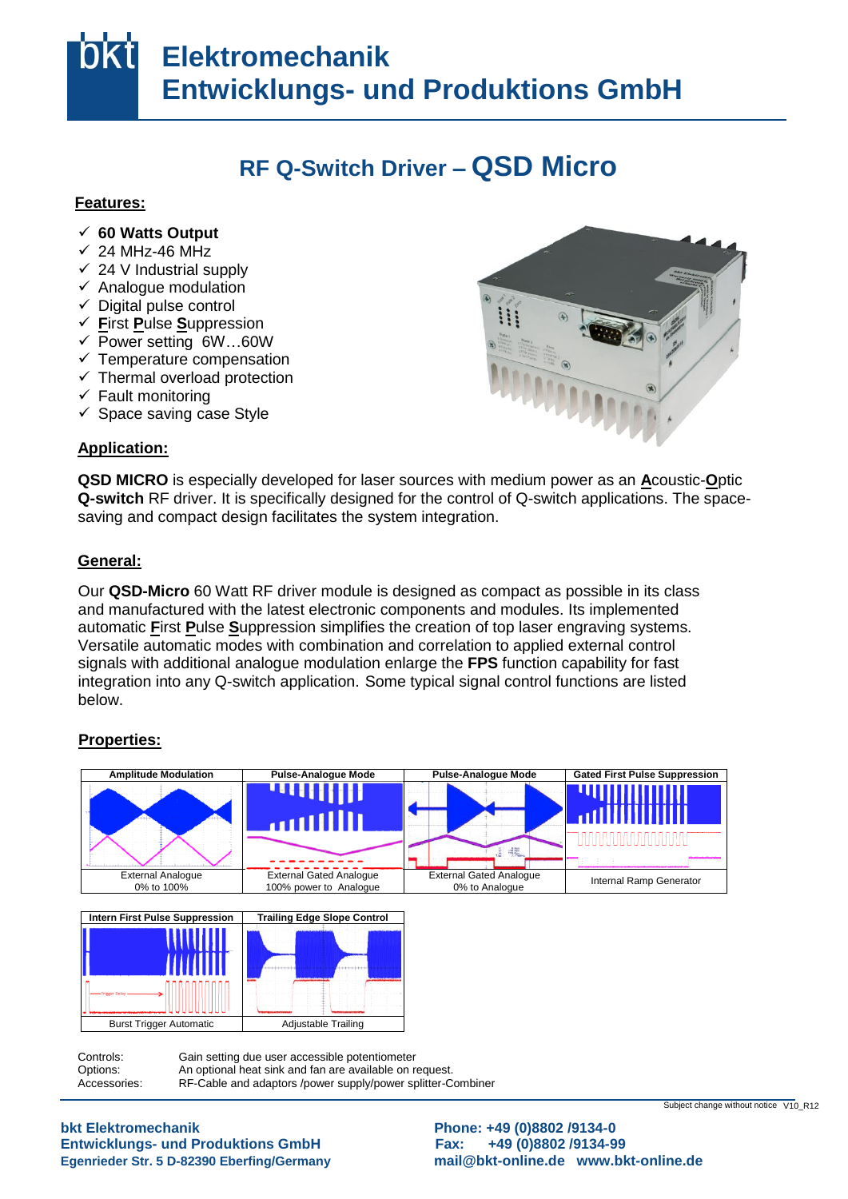# bkt Elektromechanik Entwicklungs- und Produktions GmbH

## RF Q-Switch Driver – QSD Micro

### Features:

- ✓ **60 Watts Output**
- ✓ 24 MHz-46 MHz
- ✓ 24 V Industrial supply
- ✓ Analogue modulation
- ✓ Digital pulse control
- ✓ **F**irst **P**ulse **S**uppression
- ✓ Power setting 6W…60W
- ✓ Temperature compensation
- ✓ Thermal overload protection
- ✓ Fault monitoring
- ✓ Space saving case Style

### Application:

**QSD MICRO** is especially developed for laser sources with medium power as an **A**coustic-**O**ptic **Q-switch** RF driver. It is specifically designed for the control of Q-switch applications. The space-saving and compact design facilitates the system integration.

### General:

Our **QSD-Micro** 60 Watt RF driver module is designed as compact as possible in its class and manufactured with the latest electronic components and modules. Its implemented automatic **F**irst **P**ulse **S**uppression simplifies the creation of top laser engraving systems. Versatile automatic modes with combination and correlation to applied external control signals with additional analogue modulation enlarge the **FPS** function capability for fast integration into any Q-switch application. Some typical signal control functions are listed below.

### Properties:

| Amplitude Modulation | Pulse-Analogue Mode | Pulse-Analogue Mode | Gated First Pulse Suppression |
|---|---|---|---|
| External Analogue 0% to 100% | External Gated Analogue 100% power to Analogue | External Gated Analogue 0% to Analogue | Internal Ramp Generator |

| Intern First Pulse Suppression | Trailing Edge Slope Control |
|---|---|
| Burst Trigger Automatic | Adjustable Trailing |

Controls: Gain setting due user accessible potentiometer
Options: An optional heat sink and fan are available on request.
Accessories: RF-Cable and adaptors /power supply/power splitter-Combiner

Subject change without notice V10_R12

**bkt Elektromechanik**
**Entwicklungs- und Produktions GmbH**
**Egenrieder Str. 5 D-82390 Eberfing/Germany**

**Phone: +49 (0)8802 /9134-0**
**Fax: +49 (0)8802 /9134-99**
**mail@bkt-online.de www.bkt-online.de**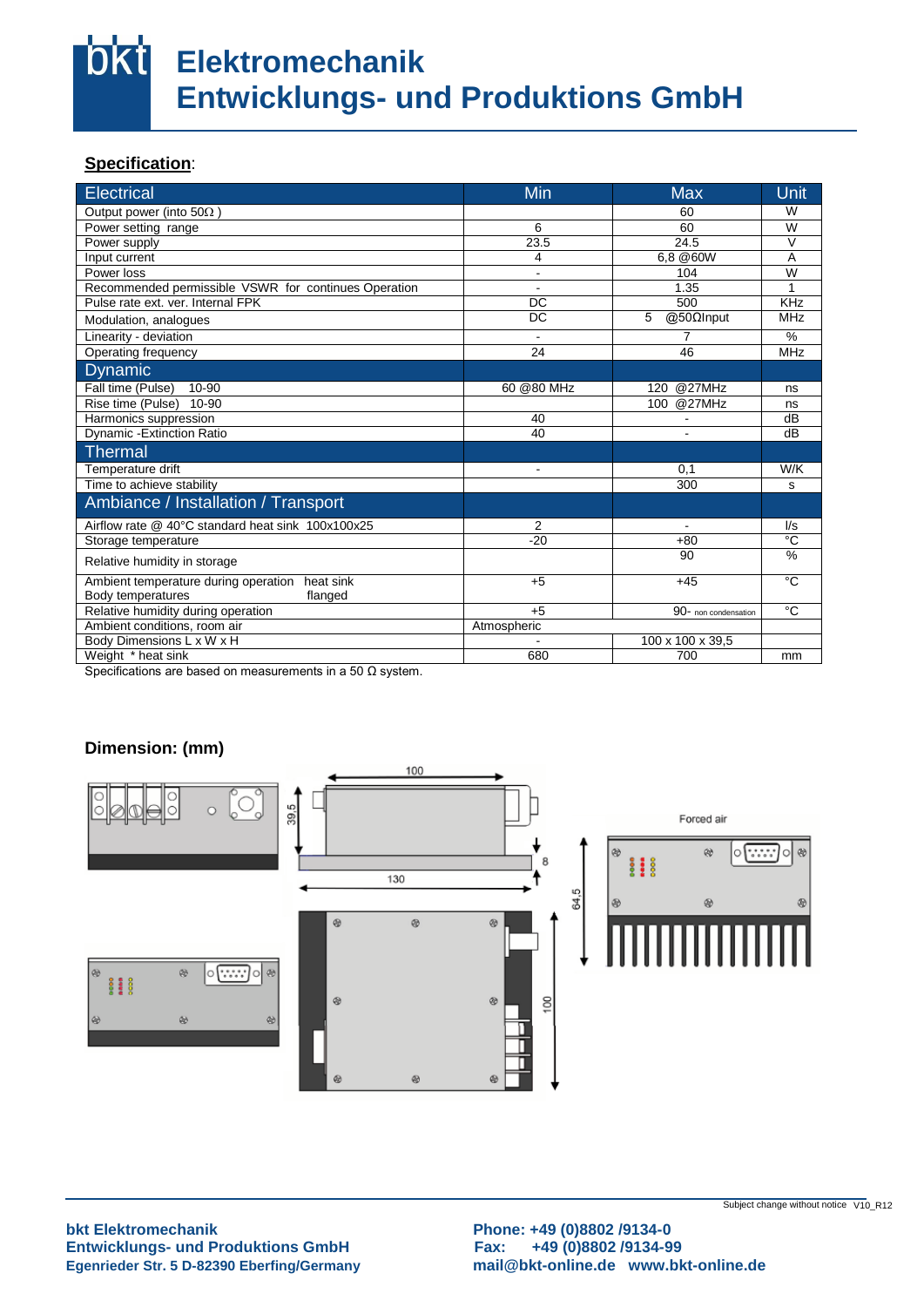# bkt Elektromechanik Entwicklungs- und Produktions GmbH

## Specification:

| Electrical | Min | Max | Unit |
|---|---|---|---|
| Output power (into 50Ω ) | | 60 | W |
| Power setting range | 6 | 60 | W |
| Power supply | 23.5 | 24.5 | V |
| Input current | 4 | 6,8 @60W | A |
| Power loss | - | 104 | W |
| Recommended permissible VSWR for continues Operation | - | 1.35 | 1 |
| Pulse rate ext. ver. Internal FPK | DC | 500 | KHz |
| Modulation, analogues | DC | 5 @50ΩInput | MHz |
| Linearity - deviation | - | 7 | % |
| Operating frequency | 24 | 46 | MHz |
| **Dynamic** | | | |
| Fall time (Pulse) 10-90 | 60 @80 MHz | 120 @27MHz | ns |
| Rise time (Pulse) 10-90 | | 100 @27MHz | ns |
| Harmonics suppression | 40 | - | dB |
| Dynamic -Extinction Ratio | 40 | - | dB |
| **Thermal** | | | |
| Temperature drift | - | 0,1 | W/K |
| Time to achieve stability | | 300 | s |
| **Ambiance / Installation / Transport** | | | |
| Airflow rate @ 40°C standard heat sink 100x100x25 | 2 | - | l/s |
| Storage temperature | -20 | +80 | °C |
| Relative humidity in storage | | 90 | % |
| Ambient temperature during operation heat sink<br>Body temperatures flanged | +5 | +45 | °C |
| Relative humidity during operation | +5 | 90- non condensation | °C |
| Ambient conditions, room air | Atmospheric | | |
| Body Dimensions L x W x H | - | 100 x 100 x 39,5 | |
| Weight * heat sink | 680 | 700 | mm |

Specifications are based on measurements in a 50 Ω system.

### Dimension: (mm)

100

39,5

8

130

64,5

100

Forced air

Subject change without notice V10_R12

**bkt Elektromechanik**
**Entwicklungs- und Produktions GmbH**
**Egenrieder Str. 5 D-82390 Eberfing/Germany**

**Phone: +49 (0)8802 /9134-0**
**Fax: +49 (0)8802 /9134-99**
**mail@bkt-online.de www.bkt-online.de**